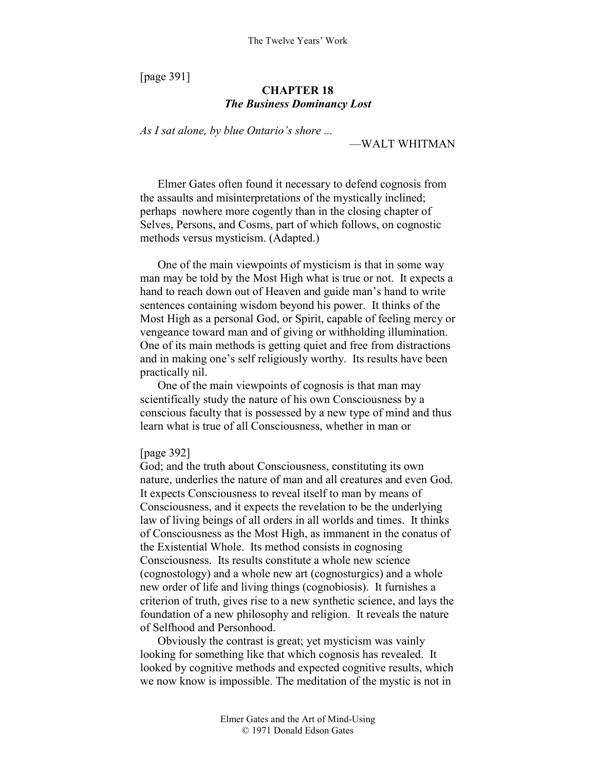[page 391]

# CHAPTER 18
## *The Business Dominancy Lost*

*As I sat alone, by blue Ontario's shore ...*

—WALT WHITMAN

Elmer Gates often found it necessary to defend cognosis from the assaults and misinterpretations of the mystically inclined; perhaps nowhere more cogently than in the closing chapter of Selves, Persons, and Cosms, part of which follows, on cognostic methods versus mysticism. (Adapted.)

One of the main viewpoints of mysticism is that in some way man may be told by the Most High what is true or not. It expects a hand to reach down out of Heaven and guide man's hand to write sentences containing wisdom beyond his power. It thinks of the Most High as a personal God, or Spirit, capable of feeling mercy or vengeance toward man and of giving or withholding illumination. One of its main methods is getting quiet and free from distractions and in making one's self religiously worthy. Its results have been practically nil.

One of the main viewpoints of cognosis is that man may scientifically study the nature of his own Consciousness by a conscious faculty that is possessed by a new type of mind and thus learn what is true of all Consciousness, whether in man or

[page 392]

God; and the truth about Consciousness, constituting its own nature, underlies the nature of man and all creatures and even God. It expects Consciousness to reveal itself to man by means of Consciousness, and it expects the revelation to be the underlying law of living beings of all orders in all worlds and times. It thinks of Consciousness as the Most High, as immanent in the conatus of the Existential Whole. Its method consists in cognosing Consciousness. Its results constitute a whole new science (cognostology) and a whole new art (cognosturgics) and a whole new order of life and living things (cognobiosis). It furnishes a criterion of truth, gives rise to a new synthetic science, and lays the foundation of a new philosophy and religion. It reveals the nature of Selfhood and Personhood.

Obviously the contrast is great; yet mysticism was vainly looking for something like that which cognosis has revealed. It looked by cognitive methods and expected cognitive results, which we now know is impossible. The meditation of the mystic is not in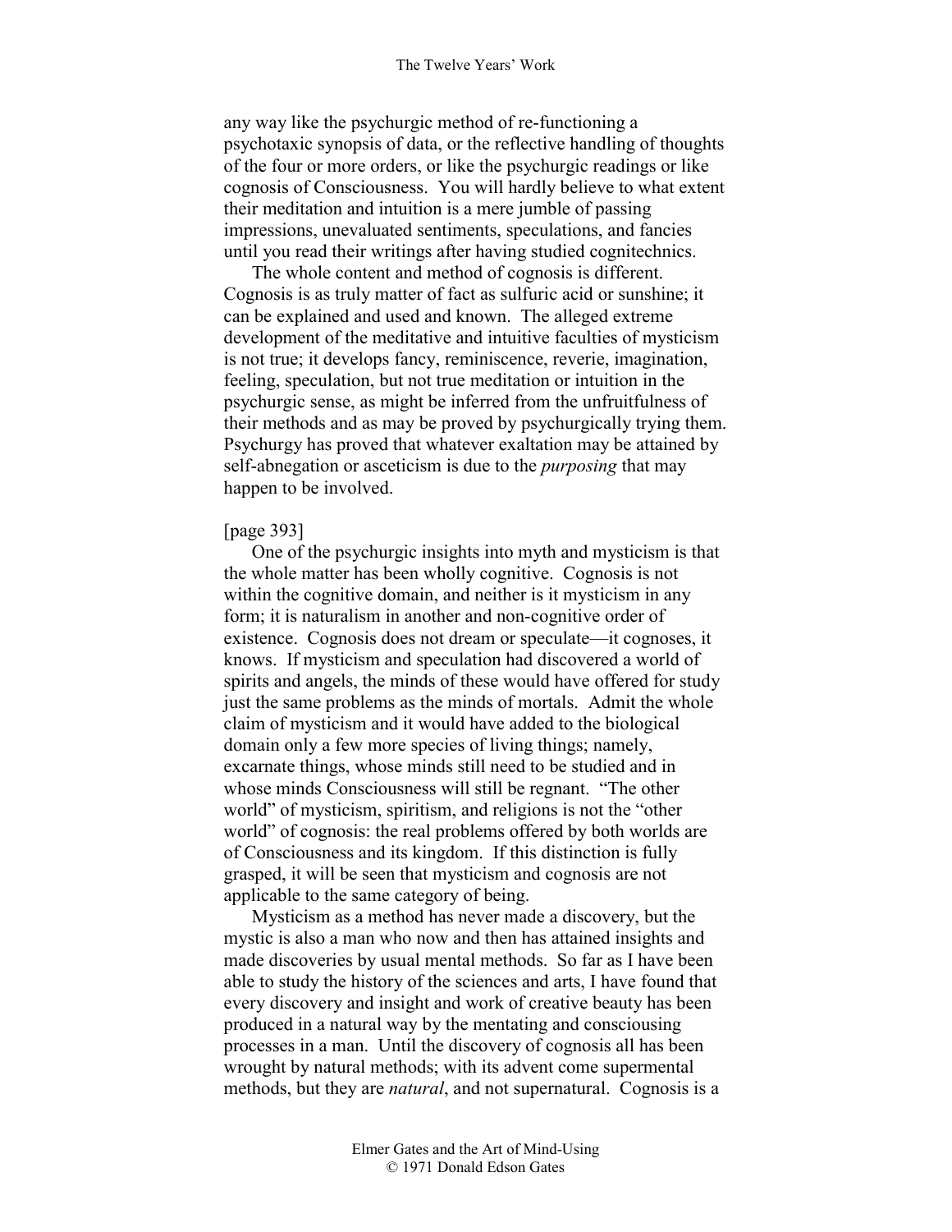any way like the psychurgic method of re-functioning a psychotaxic synopsis of data, or the reflective handling of thoughts of the four or more orders, or like the psychurgic readings or like cognosis of Consciousness. You will hardly believe to what extent their meditation and intuition is a mere jumble of passing impressions, unevaluated sentiments, speculations, and fancies until you read their writings after having studied cognitechnics.

The whole content and method of cognosis is different. Cognosis is as truly matter of fact as sulfuric acid or sunshine; it can be explained and used and known. The alleged extreme development of the meditative and intuitive faculties of mysticism is not true; it develops fancy, reminiscence, reverie, imagination, feeling, speculation, but not true meditation or intuition in the psychurgic sense, as might be inferred from the unfruitfulness of their methods and as may be proved by psychurgically trying them. Psychurgy has proved that whatever exaltation may be attained by self-abnegation or asceticism is due to the *purposing* that may happen to be involved.

[page 393]

One of the psychurgic insights into myth and mysticism is that the whole matter has been wholly cognitive. Cognosis is not within the cognitive domain, and neither is it mysticism in any form; it is naturalism in another and non-cognitive order of existence. Cognosis does not dream or speculate—it cognoses, it knows. If mysticism and speculation had discovered a world of spirits and angels, the minds of these would have offered for study just the same problems as the minds of mortals. Admit the whole claim of mysticism and it would have added to the biological domain only a few more species of living things; namely, excarnate things, whose minds still need to be studied and in whose minds Consciousness will still be regnant. "The other world" of mysticism, spiritism, and religions is not the "other world" of cognosis: the real problems offered by both worlds are of Consciousness and its kingdom. If this distinction is fully grasped, it will be seen that mysticism and cognosis are not applicable to the same category of being.

Mysticism as a method has never made a discovery, but the mystic is also a man who now and then has attained insights and made discoveries by usual mental methods. So far as I have been able to study the history of the sciences and arts, I have found that every discovery and insight and work of creative beauty has been produced in a natural way by the mentating and consciousing processes in a man. Until the discovery of cognosis all has been wrought by natural methods; with its advent come supermental methods, but they are *natural*, and not supernatural. Cognosis is a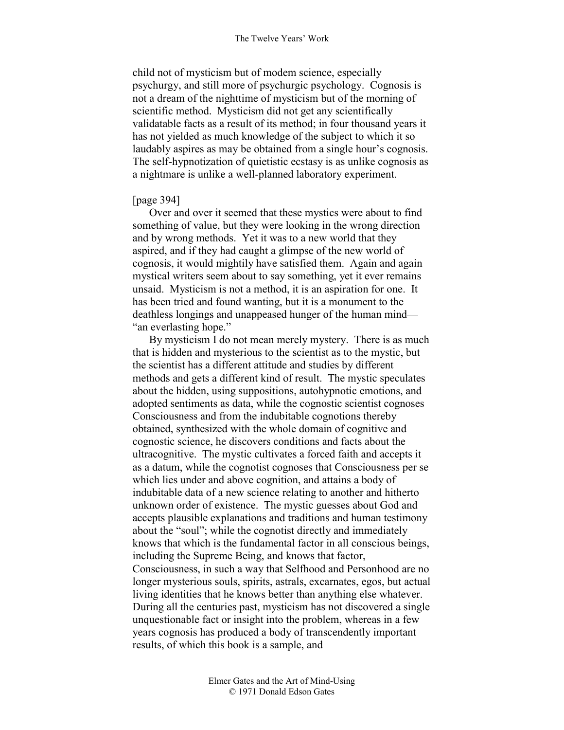child not of mysticism but of modem science, especially psychurgy, and still more of psychurgic psychology. Cognosis is not a dream of the nighttime of mysticism but of the morning of scientific method. Mysticism did not get any scientifically validatable facts as a result of its method; in four thousand years it has not yielded as much knowledge of the subject to which it so laudably aspires as may be obtained from a single hour's cognosis. The self-hypnotization of quietistic ecstasy is as unlike cognosis as a nightmare is unlike a well-planned laboratory experiment.

[page 394]

Over and over it seemed that these mystics were about to find something of value, but they were looking in the wrong direction and by wrong methods. Yet it was to a new world that they aspired, and if they had caught a glimpse of the new world of cognosis, it would mightily have satisfied them. Again and again mystical writers seem about to say something, yet it ever remains unsaid. Mysticism is not a method, it is an aspiration for one. It has been tried and found wanting, but it is a monument to the deathless longings and unappeased hunger of the human mind—"an everlasting hope."

By mysticism I do not mean merely mystery. There is as much that is hidden and mysterious to the scientist as to the mystic, but the scientist has a different attitude and studies by different methods and gets a different kind of result. The mystic speculates about the hidden, using suppositions, autohypnotic emotions, and adopted sentiments as data, while the cognostic scientist cognoses Consciousness and from the indubitable cognotions thereby obtained, synthesized with the whole domain of cognitive and cognostic science, he discovers conditions and facts about the ultracognitive. The mystic cultivates a forced faith and accepts it as a datum, while the cognotist cognoses that Consciousness per se which lies under and above cognition, and attains a body of indubitable data of a new science relating to another and hitherto unknown order of existence. The mystic guesses about God and accepts plausible explanations and traditions and human testimony about the "soul"; while the cognotist directly and immediately knows that which is the fundamental factor in all conscious beings, including the Supreme Being, and knows that factor, Consciousness, in such a way that Selfhood and Personhood are no longer mysterious souls, spirits, astrals, excarnates, egos, but actual living identities that he knows better than anything else whatever. During all the centuries past, mysticism has not discovered a single unquestionable fact or insight into the problem, whereas in a few years cognosis has produced a body of transcendently important results, of which this book is a sample, and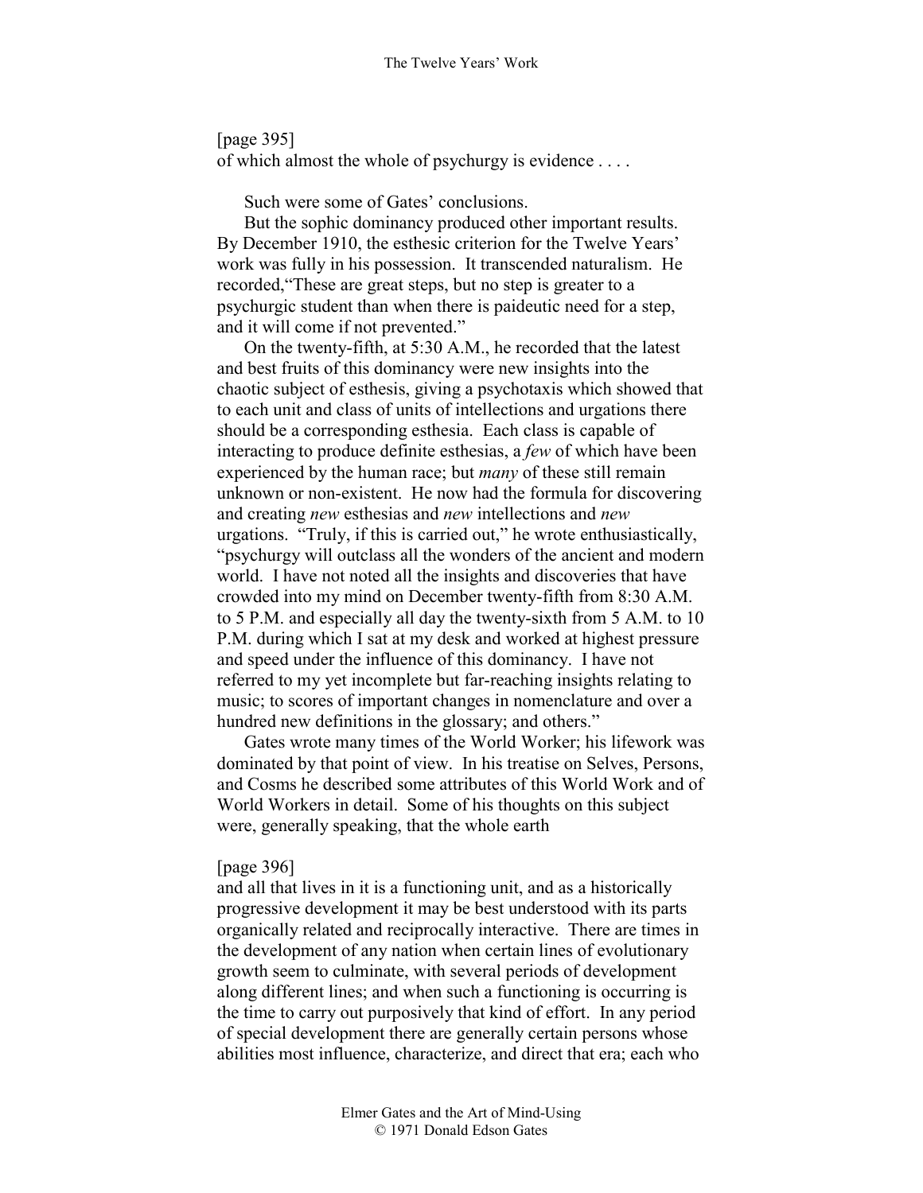[page 395]
of which almost the whole of psychurgy is evidence . . . .

Such were some of Gates' conclusions.

But the sophic dominancy produced other important results. By December 1910, the esthesic criterion for the Twelve Years' work was fully in his possession. It transcended naturalism. He recorded,"These are great steps, but no step is greater to a psychurgic student than when there is paideutic need for a step, and it will come if not prevented."

On the twenty-fifth, at 5:30 A.M., he recorded that the latest and best fruits of this dominancy were new insights into the chaotic subject of esthesis, giving a psychotaxis which showed that to each unit and class of units of intellections and urgations there should be a corresponding esthesia. Each class is capable of interacting to produce definite esthesias, a *few* of which have been experienced by the human race; but *many* of these still remain unknown or non-existent. He now had the formula for discovering and creating *new* esthesias and *new* intellections and *new* urgations. "Truly, if this is carried out," he wrote enthusiastically, "psychurgy will outclass all the wonders of the ancient and modern world. I have not noted all the insights and discoveries that have crowded into my mind on December twenty-fifth from 8:30 A.M. to 5 P.M. and especially all day the twenty-sixth from 5 A.M. to 10 P.M. during which I sat at my desk and worked at highest pressure and speed under the influence of this dominancy. I have not referred to my yet incomplete but far-reaching insights relating to music; to scores of important changes in nomenclature and over a hundred new definitions in the glossary; and others."

Gates wrote many times of the World Worker; his lifework was dominated by that point of view. In his treatise on Selves, Persons, and Cosms he described some attributes of this World Work and of World Workers in detail. Some of his thoughts on this subject were, generally speaking, that the whole earth

[page 396]
and all that lives in it is a functioning unit, and as a historically progressive development it may be best understood with its parts organically related and reciprocally interactive. There are times in the development of any nation when certain lines of evolutionary growth seem to culminate, with several periods of development along different lines; and when such a functioning is occurring is the time to carry out purposively that kind of effort. In any period of special development there are generally certain persons whose abilities most influence, characterize, and direct that era; each who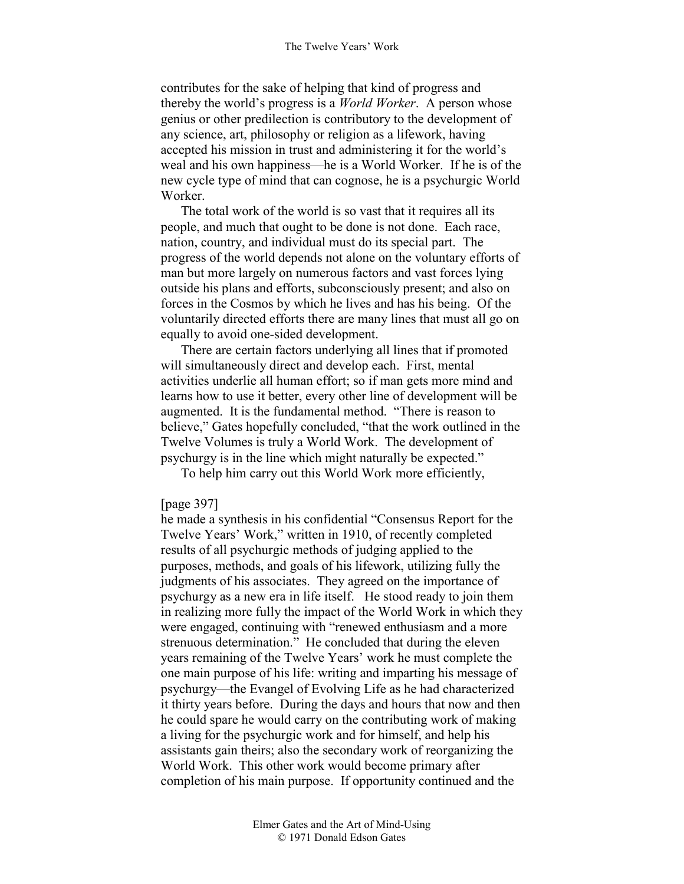contributes for the sake of helping that kind of progress and thereby the world's progress is a *World Worker*. A person whose genius or other predilection is contributory to the development of any science, art, philosophy or religion as a lifework, having accepted his mission in trust and administering it for the world's weal and his own happiness—he is a World Worker. If he is of the new cycle type of mind that can cognose, he is a psychurgic World Worker.

The total work of the world is so vast that it requires all its people, and much that ought to be done is not done. Each race, nation, country, and individual must do its special part. The progress of the world depends not alone on the voluntary efforts of man but more largely on numerous factors and vast forces lying outside his plans and efforts, subconsciously present; and also on forces in the Cosmos by which he lives and has his being. Of the voluntarily directed efforts there are many lines that must all go on equally to avoid one-sided development.

There are certain factors underlying all lines that if promoted will simultaneously direct and develop each. First, mental activities underlie all human effort; so if man gets more mind and learns how to use it better, every other line of development will be augmented. It is the fundamental method. "There is reason to believe," Gates hopefully concluded, "that the work outlined in the Twelve Volumes is truly a World Work. The development of psychurgy is in the line which might naturally be expected."

To help him carry out this World Work more efficiently,

[page 397]

he made a synthesis in his confidential "Consensus Report for the Twelve Years' Work," written in 1910, of recently completed results of all psychurgic methods of judging applied to the purposes, methods, and goals of his lifework, utilizing fully the judgments of his associates. They agreed on the importance of psychurgy as a new era in life itself. He stood ready to join them in realizing more fully the impact of the World Work in which they were engaged, continuing with "renewed enthusiasm and a more strenuous determination." He concluded that during the eleven years remaining of the Twelve Years' work he must complete the one main purpose of his life: writing and imparting his message of psychurgy—the Evangel of Evolving Life as he had characterized it thirty years before. During the days and hours that now and then he could spare he would carry on the contributing work of making a living for the psychurgic work and for himself, and help his assistants gain theirs; also the secondary work of reorganizing the World Work. This other work would become primary after completion of his main purpose. If opportunity continued and the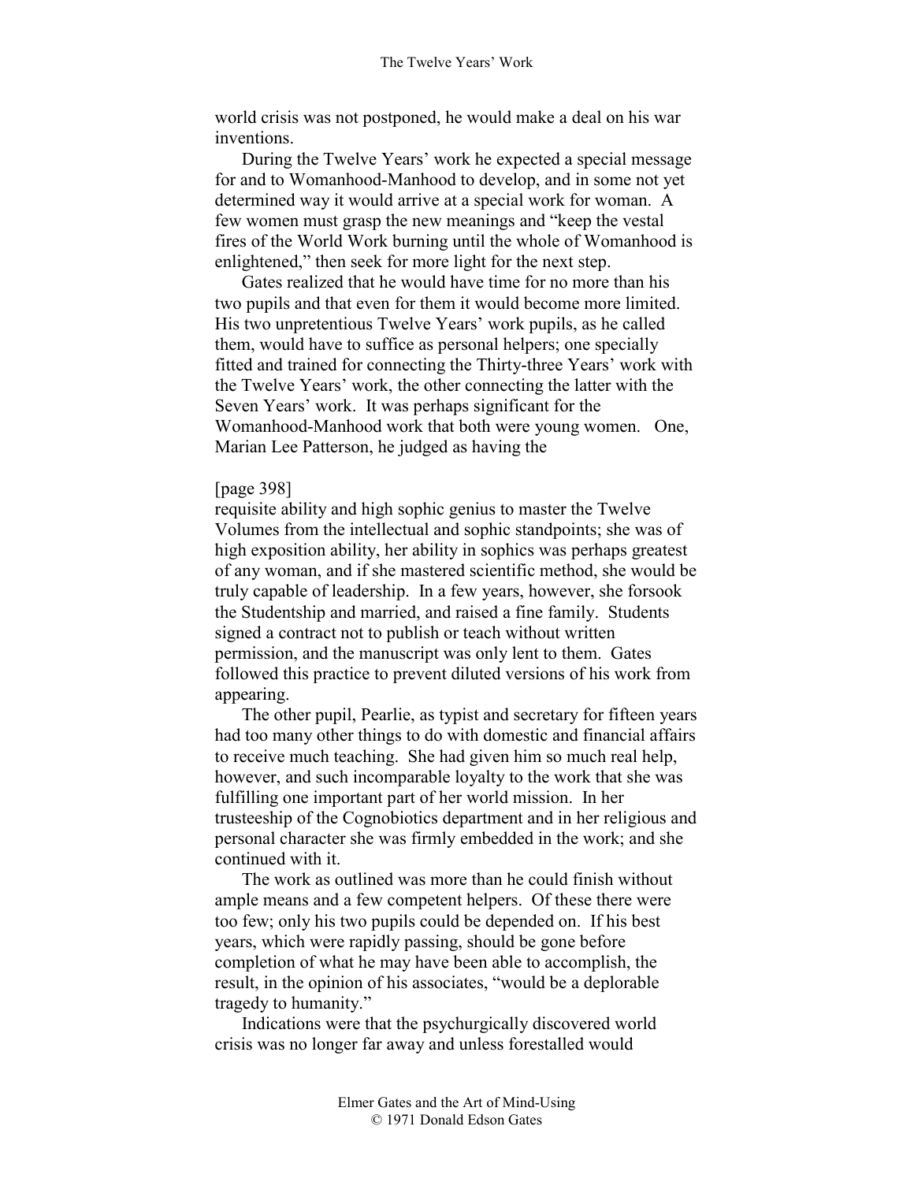world crisis was not postponed, he would make a deal on his war inventions.

During the Twelve Years' work he expected a special message for and to Womanhood-Manhood to develop, and in some not yet determined way it would arrive at a special work for woman. A few women must grasp the new meanings and "keep the vestal fires of the World Work burning until the whole of Womanhood is enlightened," then seek for more light for the next step.

Gates realized that he would have time for no more than his two pupils and that even for them it would become more limited. His two unpretentious Twelve Years' work pupils, as he called them, would have to suffice as personal helpers; one specially fitted and trained for connecting the Thirty-three Years' work with the Twelve Years' work, the other connecting the latter with the Seven Years' work. It was perhaps significant for the Womanhood-Manhood work that both were young women. One, Marian Lee Patterson, he judged as having the

[page 398]

requisite ability and high sophic genius to master the Twelve Volumes from the intellectual and sophic standpoints; she was of high exposition ability, her ability in sophics was perhaps greatest of any woman, and if she mastered scientific method, she would be truly capable of leadership. In a few years, however, she forsook the Studentship and married, and raised a fine family. Students signed a contract not to publish or teach without written permission, and the manuscript was only lent to them. Gates followed this practice to prevent diluted versions of his work from appearing.

The other pupil, Pearlie, as typist and secretary for fifteen years had too many other things to do with domestic and financial affairs to receive much teaching. She had given him so much real help, however, and such incomparable loyalty to the work that she was fulfilling one important part of her world mission. In her trusteeship of the Cognobiotics department and in her religious and personal character she was firmly embedded in the work; and she continued with it.

The work as outlined was more than he could finish without ample means and a few competent helpers. Of these there were too few; only his two pupils could be depended on. If his best years, which were rapidly passing, should be gone before completion of what he may have been able to accomplish, the result, in the opinion of his associates, "would be a deplorable tragedy to humanity."

Indications were that the psychurgically discovered world crisis was no longer far away and unless forestalled would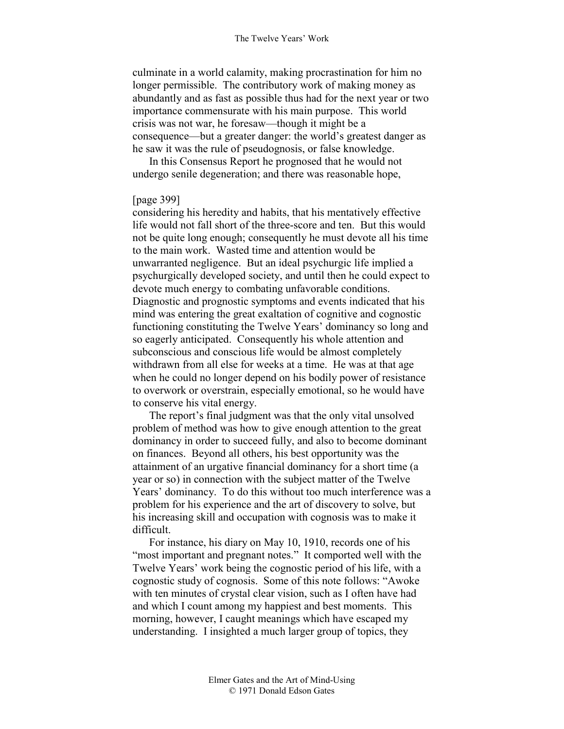culminate in a world calamity, making procrastination for him no longer permissible. The contributory work of making money as abundantly and as fast as possible thus had for the next year or two importance commensurate with his main purpose. This world crisis was not war, he foresaw—though it might be a consequence—but a greater danger: the world's greatest danger as he saw it was the rule of pseudognosis, or false knowledge.

In this Consensus Report he prognosed that he would not undergo senile degeneration; and there was reasonable hope,

[page 399]
considering his heredity and habits, that his mentatively effective life would not fall short of the three-score and ten. But this would not be quite long enough; consequently he must devote all his time to the main work. Wasted time and attention would be unwarranted negligence. But an ideal psychurgic life implied a psychurgically developed society, and until then he could expect to devote much energy to combating unfavorable conditions. Diagnostic and prognostic symptoms and events indicated that his mind was entering the great exaltation of cognitive and cognostic functioning constituting the Twelve Years' dominancy so long and so eagerly anticipated. Consequently his whole attention and subconscious and conscious life would be almost completely withdrawn from all else for weeks at a time. He was at that age when he could no longer depend on his bodily power of resistance to overwork or overstrain, especially emotional, so he would have to conserve his vital energy.

The report's final judgment was that the only vital unsolved problem of method was how to give enough attention to the great dominancy in order to succeed fully, and also to become dominant on finances. Beyond all others, his best opportunity was the attainment of an urgative financial dominancy for a short time (a year or so) in connection with the subject matter of the Twelve Years' dominancy. To do this without too much interference was a problem for his experience and the art of discovery to solve, but his increasing skill and occupation with cognosis was to make it difficult.

For instance, his diary on May 10, 1910, records one of his "most important and pregnant notes." It comported well with the Twelve Years' work being the cognostic period of his life, with a cognostic study of cognosis. Some of this note follows: "Awoke with ten minutes of crystal clear vision, such as I often have had and which I count among my happiest and best moments. This morning, however, I caught meanings which have escaped my understanding. I insighted a much larger group of topics, they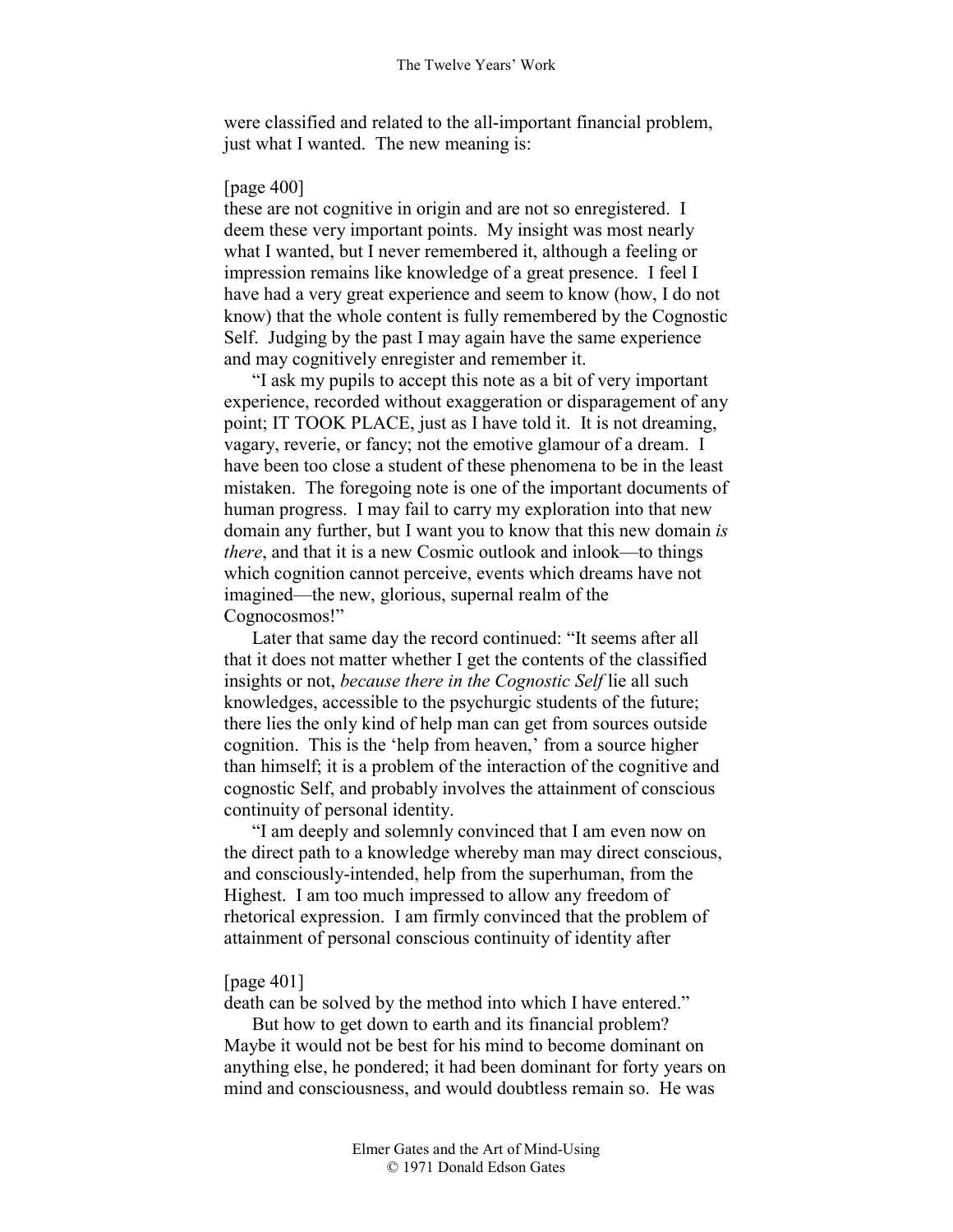were classified and related to the all-important financial problem, just what I wanted. The new meaning is:

[page 400]
these are not cognitive in origin and are not so enregistered. I deem these very important points. My insight was most nearly what I wanted, but I never remembered it, although a feeling or impression remains like knowledge of a great presence. I feel I have had a very great experience and seem to know (how, I do not know) that the whole content is fully remembered by the Cognostic Self. Judging by the past I may again have the same experience and may cognitively enregister and remember it.

"I ask my pupils to accept this note as a bit of very important experience, recorded without exaggeration or disparagement of any point; IT TOOK PLACE, just as I have told it. It is not dreaming, vagary, reverie, or fancy; not the emotive glamour of a dream. I have been too close a student of these phenomena to be in the least mistaken. The foregoing note is one of the important documents of human progress. I may fail to carry my exploration into that new domain any further, but I want you to know that this new domain *is there*, and that it is a new Cosmic outlook and inlook—to things which cognition cannot perceive, events which dreams have not imagined—the new, glorious, supernal realm of the Cognocosmos!"

Later that same day the record continued: "It seems after all that it does not matter whether I get the contents of the classified insights or not, *because there in the Cognostic Self* lie all such knowledges, accessible to the psychurgic students of the future; there lies the only kind of help man can get from sources outside cognition. This is the 'help from heaven,' from a source higher than himself; it is a problem of the interaction of the cognitive and cognostic Self, and probably involves the attainment of conscious continuity of personal identity.

"I am deeply and solemnly convinced that I am even now on the direct path to a knowledge whereby man may direct conscious, and consciously-intended, help from the superhuman, from the Highest. I am too much impressed to allow any freedom of rhetorical expression. I am firmly convinced that the problem of attainment of personal conscious continuity of identity after

[page 401]
death can be solved by the method into which I have entered."

But how to get down to earth and its financial problem? Maybe it would not be best for his mind to become dominant on anything else, he pondered; it had been dominant for forty years on mind and consciousness, and would doubtless remain so. He was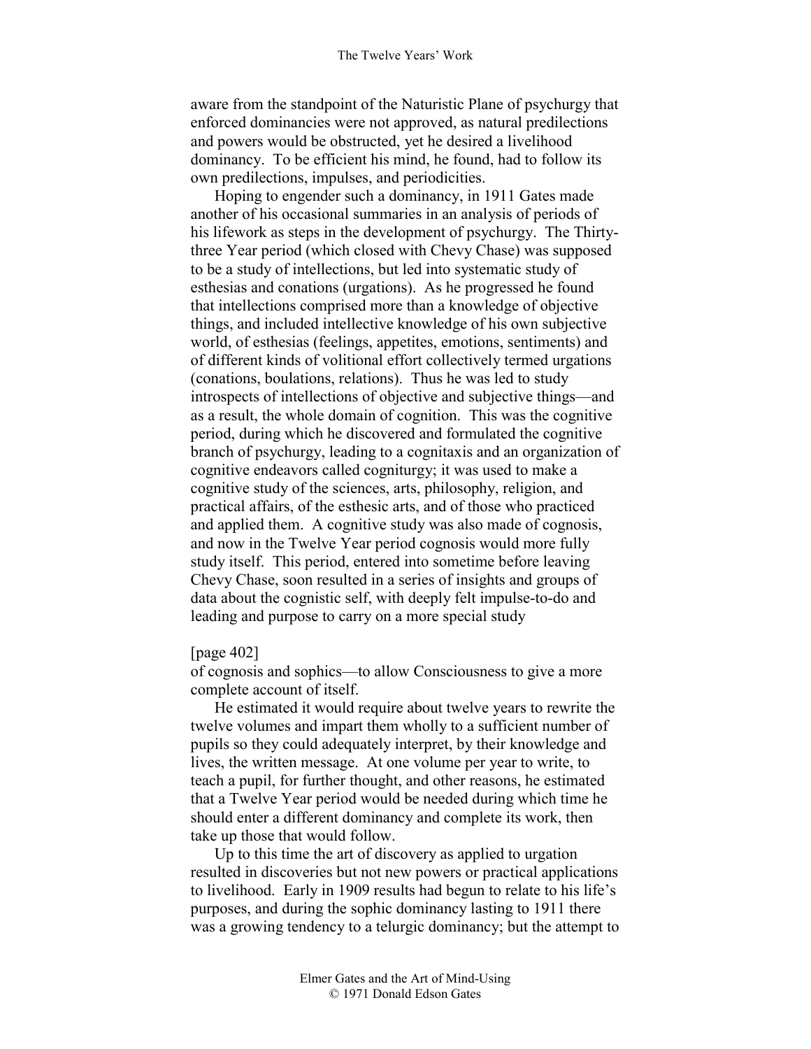aware from the standpoint of the Naturistic Plane of psychurgy that enforced dominancies were not approved, as natural predilections and powers would be obstructed, yet he desired a livelihood dominancy. To be efficient his mind, he found, had to follow its own predilections, impulses, and periodicities.

Hoping to engender such a dominancy, in 1911 Gates made another of his occasional summaries in an analysis of periods of his lifework as steps in the development of psychurgy. The Thirty-three Year period (which closed with Chevy Chase) was supposed to be a study of intellections, but led into systematic study of esthesias and conations (urgations). As he progressed he found that intellections comprised more than a knowledge of objective things, and included intellective knowledge of his own subjective world, of esthesias (feelings, appetites, emotions, sentiments) and of different kinds of volitional effort collectively termed urgations (conations, boulations, relations). Thus he was led to study introspects of intellections of objective and subjective things—and as a result, the whole domain of cognition. This was the cognitive period, during which he discovered and formulated the cognitive branch of psychurgy, leading to a cognitaxis and an organization of cognitive endeavors called cogniturgy; it was used to make a cognitive study of the sciences, arts, philosophy, religion, and practical affairs, of the esthesic arts, and of those who practiced and applied them. A cognitive study was also made of cognosis, and now in the Twelve Year period cognosis would more fully study itself. This period, entered into sometime before leaving Chevy Chase, soon resulted in a series of insights and groups of data about the cognistic self, with deeply felt impulse-to-do and leading and purpose to carry on a more special study

[page 402]

of cognosis and sophics—to allow Consciousness to give a more complete account of itself.

He estimated it would require about twelve years to rewrite the twelve volumes and impart them wholly to a sufficient number of pupils so they could adequately interpret, by their knowledge and lives, the written message. At one volume per year to write, to teach a pupil, for further thought, and other reasons, he estimated that a Twelve Year period would be needed during which time he should enter a different dominancy and complete its work, then take up those that would follow.

Up to this time the art of discovery as applied to urgation resulted in discoveries but not new powers or practical applications to livelihood. Early in 1909 results had begun to relate to his life's purposes, and during the sophic dominancy lasting to 1911 there was a growing tendency to a telurgic dominancy; but the attempt to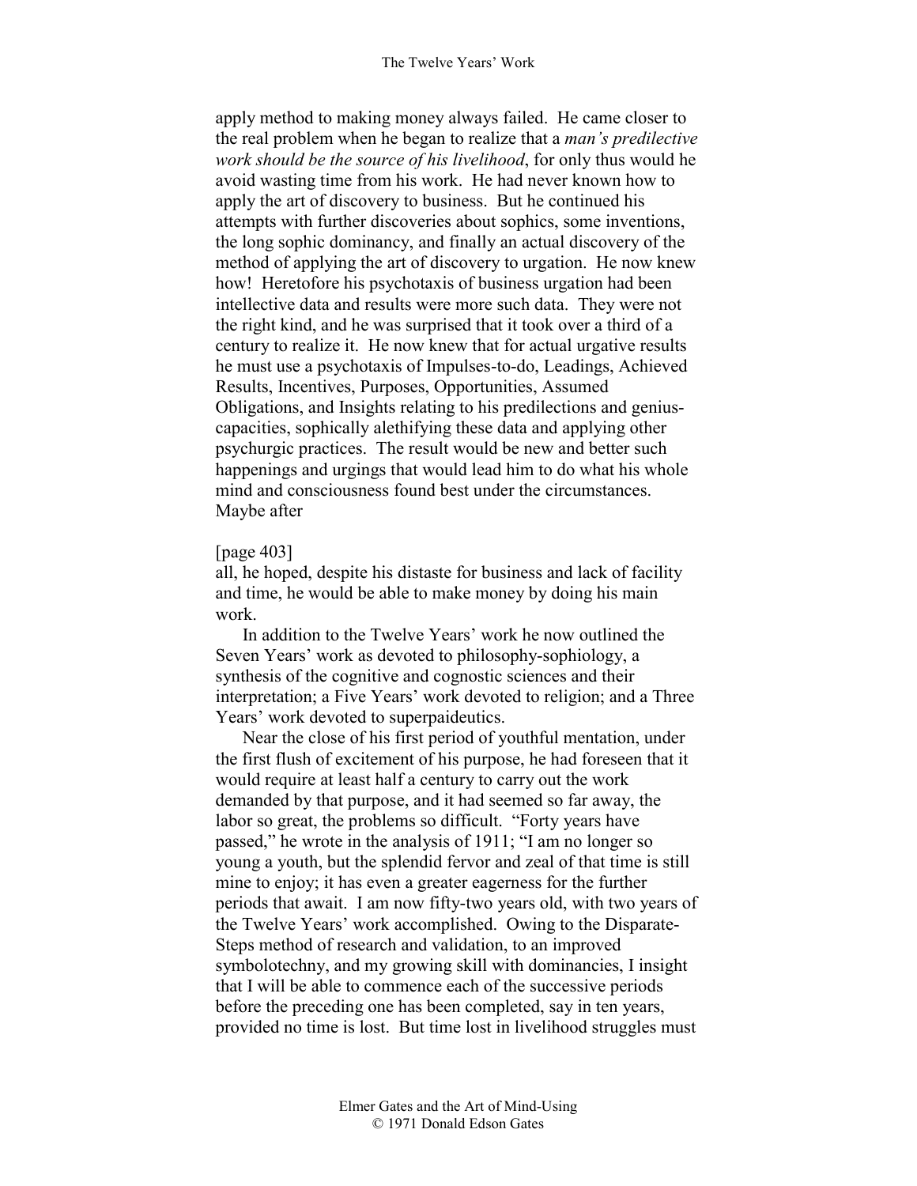apply method to making money always failed. He came closer to the real problem when he began to realize that a *man's predilective work should be the source of his livelihood*, for only thus would he avoid wasting time from his work. He had never known how to apply the art of discovery to business. But he continued his attempts with further discoveries about sophics, some inventions, the long sophic dominancy, and finally an actual discovery of the method of applying the art of discovery to urgation. He now knew how! Heretofore his psychotaxis of business urgation had been intellective data and results were more such data. They were not the right kind, and he was surprised that it took over a third of a century to realize it. He now knew that for actual urgative results he must use a psychotaxis of Impulses-to-do, Leadings, Achieved Results, Incentives, Purposes, Opportunities, Assumed Obligations, and Insights relating to his predilections and genius-capacities, sophically alethifying these data and applying other psychurgic practices. The result would be new and better such happenings and urgings that would lead him to do what his whole mind and consciousness found best under the circumstances. Maybe after

[page 403]
all, he hoped, despite his distaste for business and lack of facility and time, he would be able to make money by doing his main work.

In addition to the Twelve Years' work he now outlined the Seven Years' work as devoted to philosophy-sophiology, a synthesis of the cognitive and cognostic sciences and their interpretation; a Five Years' work devoted to religion; and a Three Years' work devoted to superpaideutics.

Near the close of his first period of youthful mentation, under the first flush of excitement of his purpose, he had foreseen that it would require at least half a century to carry out the work demanded by that purpose, and it had seemed so far away, the labor so great, the problems so difficult. "Forty years have passed," he wrote in the analysis of 1911; "I am no longer so young a youth, but the splendid fervor and zeal of that time is still mine to enjoy; it has even a greater eagerness for the further periods that await. I am now fifty-two years old, with two years of the Twelve Years' work accomplished. Owing to the Disparate-Steps method of research and validation, to an improved symbolotechny, and my growing skill with dominancies, I insight that I will be able to commence each of the successive periods before the preceding one has been completed, say in ten years, provided no time is lost. But time lost in livelihood struggles must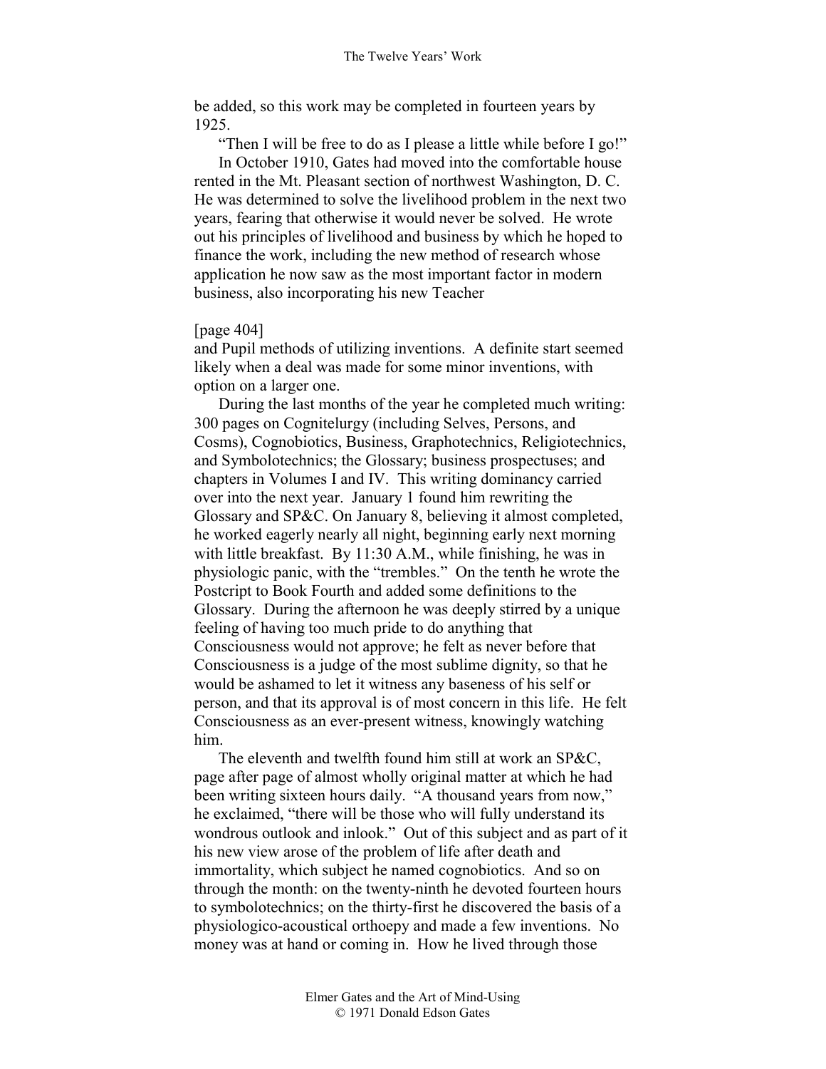be added, so this work may be completed in fourteen years by 1925.

"Then I will be free to do as I please a little while before I go!"

In October 1910, Gates had moved into the comfortable house rented in the Mt. Pleasant section of northwest Washington, D. C. He was determined to solve the livelihood problem in the next two years, fearing that otherwise it would never be solved. He wrote out his principles of livelihood and business by which he hoped to finance the work, including the new method of research whose application he now saw as the most important factor in modern business, also incorporating his new Teacher

[page 404]

and Pupil methods of utilizing inventions. A definite start seemed likely when a deal was made for some minor inventions, with option on a larger one.

During the last months of the year he completed much writing: 300 pages on Cognitelurgy (including Selves, Persons, and Cosms), Cognobiotics, Business, Graphotechnics, Religiotechnics, and Symbolotechnics; the Glossary; business prospectuses; and chapters in Volumes I and IV. This writing dominancy carried over into the next year. January 1 found him rewriting the Glossary and SP&C. On January 8, believing it almost completed, he worked eagerly nearly all night, beginning early next morning with little breakfast. By 11:30 A.M., while finishing, he was in physiologic panic, with the "trembles." On the tenth he wrote the Postcript to Book Fourth and added some definitions to the Glossary. During the afternoon he was deeply stirred by a unique feeling of having too much pride to do anything that Consciousness would not approve; he felt as never before that Consciousness is a judge of the most sublime dignity, so that he would be ashamed to let it witness any baseness of his self or person, and that its approval is of most concern in this life. He felt Consciousness as an ever-present witness, knowingly watching him.

The eleventh and twelfth found him still at work an SP&C, page after page of almost wholly original matter at which he had been writing sixteen hours daily. "A thousand years from now," he exclaimed, "there will be those who will fully understand its wondrous outlook and inlook." Out of this subject and as part of it his new view arose of the problem of life after death and immortality, which subject he named cognobiotics. And so on through the month: on the twenty-ninth he devoted fourteen hours to symbolotechnics; on the thirty-first he discovered the basis of a physiologico-acoustical orthoepy and made a few inventions. No money was at hand or coming in. How he lived through those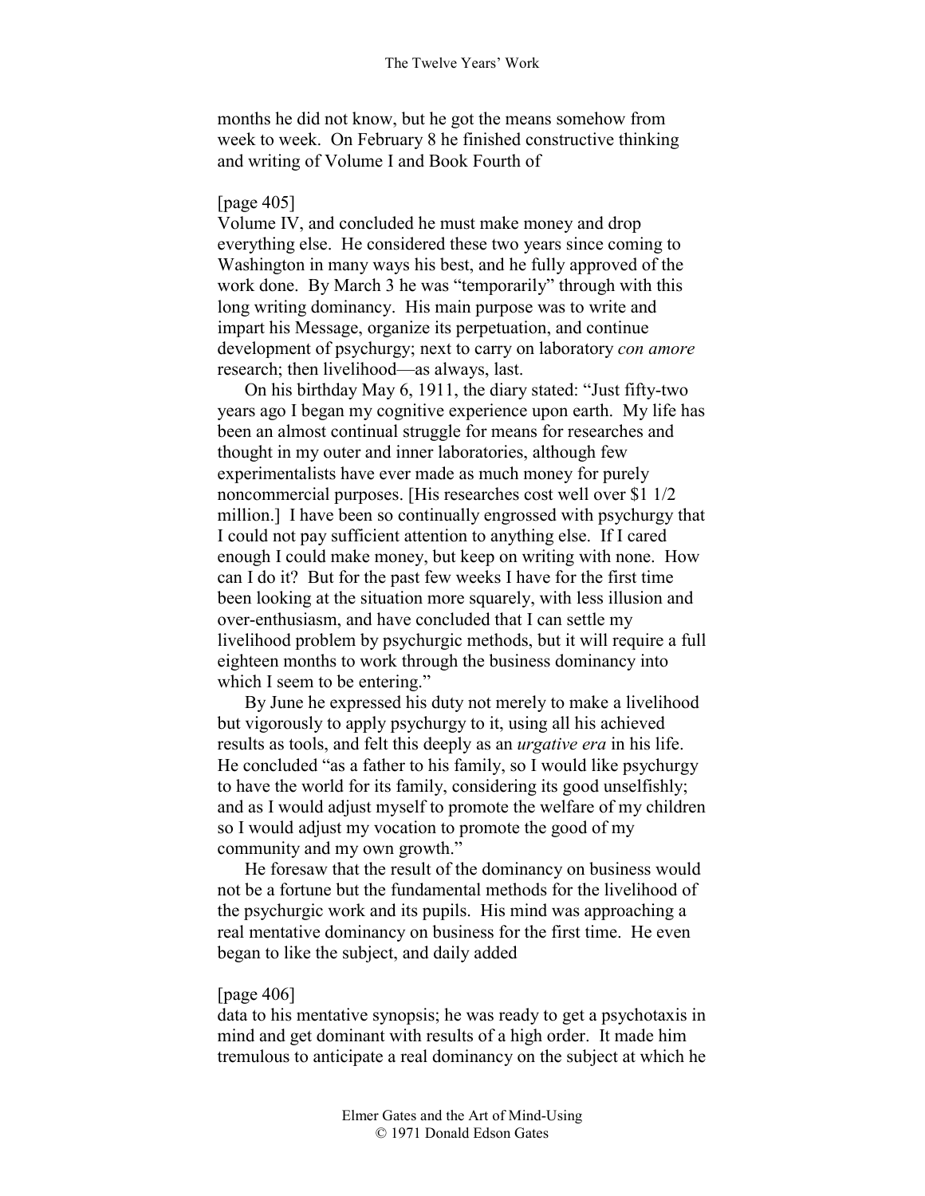months he did not know, but he got the means somehow from week to week. On February 8 he finished constructive thinking and writing of Volume I and Book Fourth of

[page 405]
Volume IV, and concluded he must make money and drop everything else. He considered these two years since coming to Washington in many ways his best, and he fully approved of the work done. By March 3 he was "temporarily" through with this long writing dominancy. His main purpose was to write and impart his Message, organize its perpetuation, and continue development of psychurgy; next to carry on laboratory *con amore* research; then livelihood—as always, last.

On his birthday May 6, 1911, the diary stated: "Just fifty-two years ago I began my cognitive experience upon earth. My life has been an almost continual struggle for means for researches and thought in my outer and inner laboratories, although few experimentalists have ever made as much money for purely noncommercial purposes. [His researches cost well over $1 1/2 million.] I have been so continually engrossed with psychurgy that I could not pay sufficient attention to anything else. If I cared enough I could make money, but keep on writing with none. How can I do it? But for the past few weeks I have for the first time been looking at the situation more squarely, with less illusion and over-enthusiasm, and have concluded that I can settle my livelihood problem by psychurgic methods, but it will require a full eighteen months to work through the business dominancy into which I seem to be entering."

By June he expressed his duty not merely to make a livelihood but vigorously to apply psychurgy to it, using all his achieved results as tools, and felt this deeply as an *urgative era* in his life. He concluded "as a father to his family, so I would like psychurgy to have the world for its family, considering its good unselfishly; and as I would adjust myself to promote the welfare of my children so I would adjust my vocation to promote the good of my community and my own growth."

He foresaw that the result of the dominancy on business would not be a fortune but the fundamental methods for the livelihood of the psychurgic work and its pupils. His mind was approaching a real mentative dominancy on business for the first time. He even began to like the subject, and daily added

[page 406]
data to his mentative synopsis; he was ready to get a psychotaxis in mind and get dominant with results of a high order. It made him tremulous to anticipate a real dominancy on the subject at which he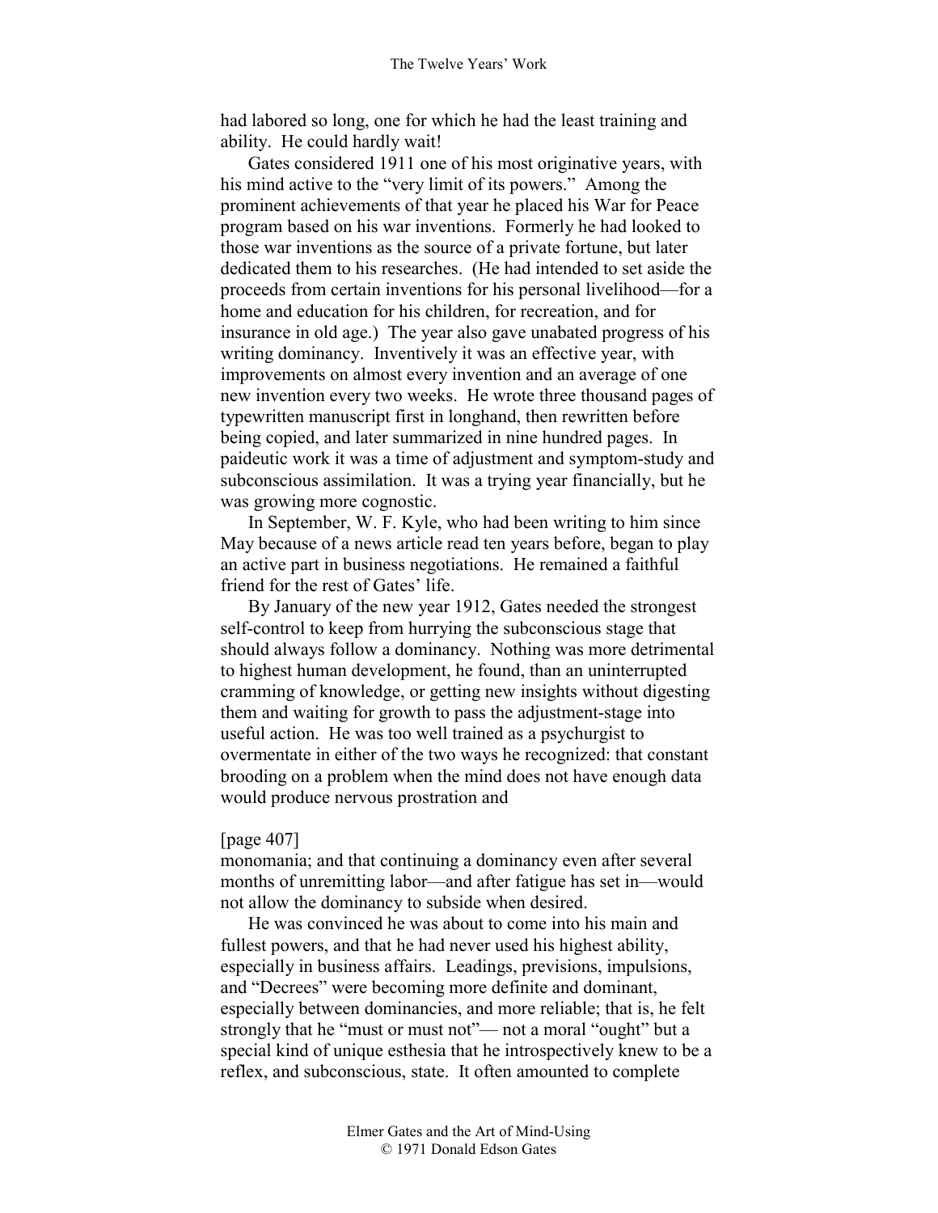had labored so long, one for which he had the least training and ability. He could hardly wait!

Gates considered 1911 one of his most originative years, with his mind active to the "very limit of its powers." Among the prominent achievements of that year he placed his War for Peace program based on his war inventions. Formerly he had looked to those war inventions as the source of a private fortune, but later dedicated them to his researches. (He had intended to set aside the proceeds from certain inventions for his personal livelihood—for a home and education for his children, for recreation, and for insurance in old age.) The year also gave unabated progress of his writing dominancy. Inventively it was an effective year, with improvements on almost every invention and an average of one new invention every two weeks. He wrote three thousand pages of typewritten manuscript first in longhand, then rewritten before being copied, and later summarized in nine hundred pages. In paideutic work it was a time of adjustment and symptom-study and subconscious assimilation. It was a trying year financially, but he was growing more cognostic.

In September, W. F. Kyle, who had been writing to him since May because of a news article read ten years before, began to play an active part in business negotiations. He remained a faithful friend for the rest of Gates' life.

By January of the new year 1912, Gates needed the strongest self-control to keep from hurrying the subconscious stage that should always follow a dominancy. Nothing was more detrimental to highest human development, he found, than an uninterrupted cramming of knowledge, or getting new insights without digesting them and waiting for growth to pass the adjustment-stage into useful action. He was too well trained as a psychurgist to overmentate in either of the two ways he recognized: that constant brooding on a problem when the mind does not have enough data would produce nervous prostration and

[page 407]
monomania; and that continuing a dominancy even after several months of unremitting labor—and after fatigue has set in—would not allow the dominancy to subside when desired.

He was convinced he was about to come into his main and fullest powers, and that he had never used his highest ability, especially in business affairs. Leadings, previsions, impulsions, and "Decrees" were becoming more definite and dominant, especially between dominancies, and more reliable; that is, he felt strongly that he "must or must not"— not a moral "ought" but a special kind of unique esthesia that he introspectively knew to be a reflex, and subconscious, state. It often amounted to complete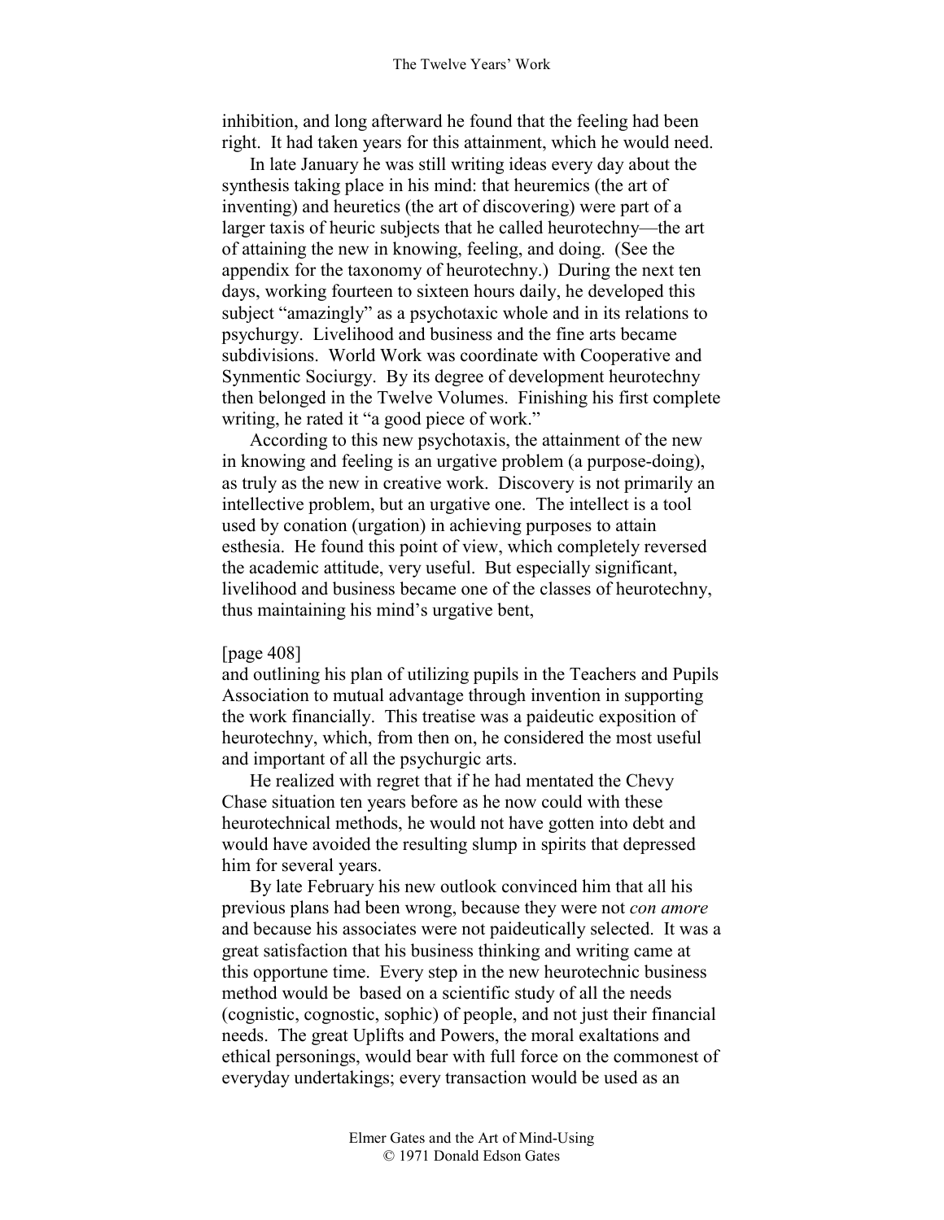inhibition, and long afterward he found that the feeling had been right. It had taken years for this attainment, which he would need.

In late January he was still writing ideas every day about the synthesis taking place in his mind: that heuremics (the art of inventing) and heuretics (the art of discovering) were part of a larger taxis of heuric subjects that he called heurotechny—the art of attaining the new in knowing, feeling, and doing. (See the appendix for the taxonomy of heurotechny.) During the next ten days, working fourteen to sixteen hours daily, he developed this subject "amazingly" as a psychotaxic whole and in its relations to psychurgy. Livelihood and business and the fine arts became subdivisions. World Work was coordinate with Cooperative and Synmentic Sociurgy. By its degree of development heurotechny then belonged in the Twelve Volumes. Finishing his first complete writing, he rated it "a good piece of work."

According to this new psychotaxis, the attainment of the new in knowing and feeling is an urgative problem (a purpose-doing), as truly as the new in creative work. Discovery is not primarily an intellective problem, but an urgative one. The intellect is a tool used by conation (urgation) in achieving purposes to attain esthesia. He found this point of view, which completely reversed the academic attitude, very useful. But especially significant, livelihood and business became one of the classes of heurotechny, thus maintaining his mind's urgative bent,

[page 408]

and outlining his plan of utilizing pupils in the Teachers and Pupils Association to mutual advantage through invention in supporting the work financially. This treatise was a paideutic exposition of heurotechny, which, from then on, he considered the most useful and important of all the psychurgic arts.

He realized with regret that if he had mentated the Chevy Chase situation ten years before as he now could with these heurotechnical methods, he would not have gotten into debt and would have avoided the resulting slump in spirits that depressed him for several years.

By late February his new outlook convinced him that all his previous plans had been wrong, because they were not *con amore* and because his associates were not paideutically selected. It was a great satisfaction that his business thinking and writing came at this opportune time. Every step in the new heurotechnic business method would be based on a scientific study of all the needs (cognistic, cognostic, sophic) of people, and not just their financial needs. The great Uplifts and Powers, the moral exaltations and ethical personings, would bear with full force on the commonest of everyday undertakings; every transaction would be used as an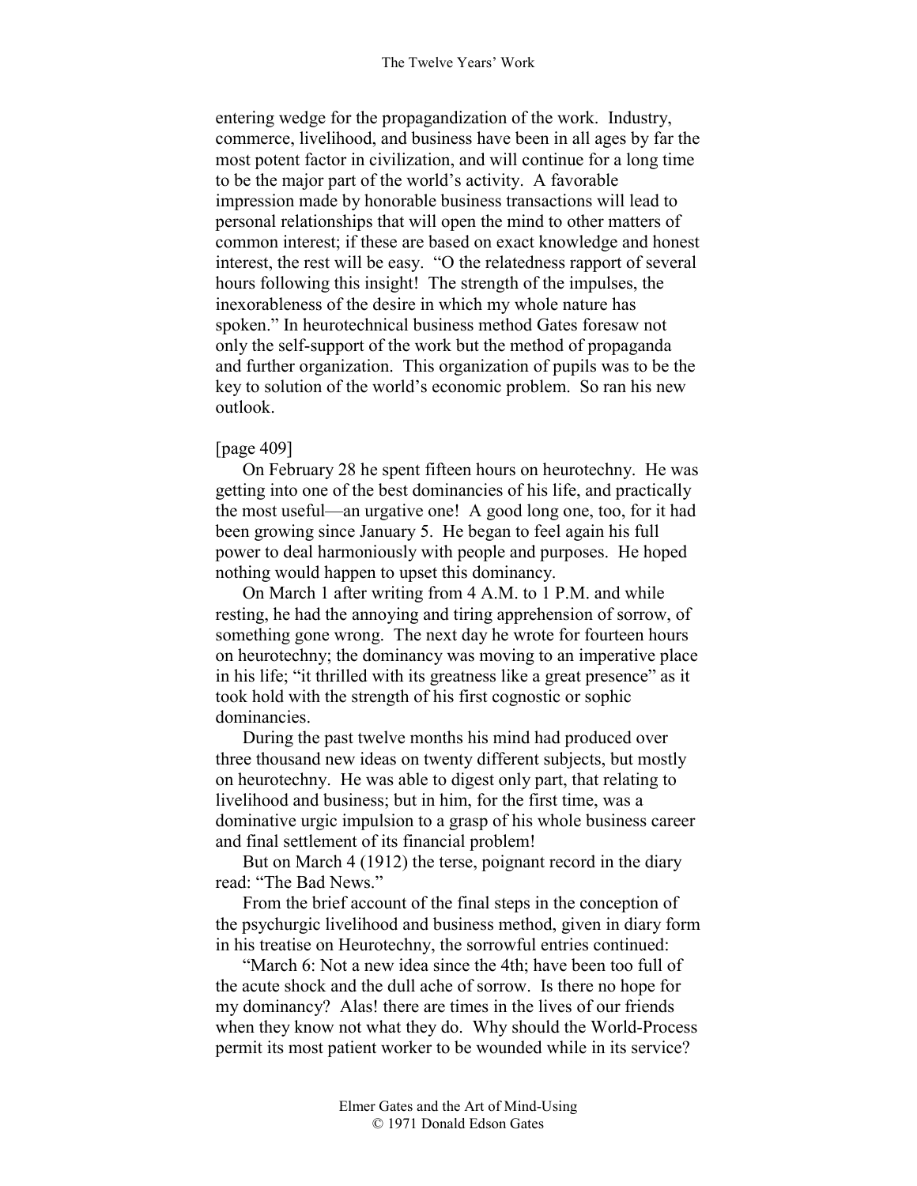entering wedge for the propagandization of the work. Industry, commerce, livelihood, and business have been in all ages by far the most potent factor in civilization, and will continue for a long time to be the major part of the world's activity. A favorable impression made by honorable business transactions will lead to personal relationships that will open the mind to other matters of common interest; if these are based on exact knowledge and honest interest, the rest will be easy. "O the relatedness rapport of several hours following this insight! The strength of the impulses, the inexorableness of the desire in which my whole nature has spoken." In heurotechnical business method Gates foresaw not only the self-support of the work but the method of propaganda and further organization. This organization of pupils was to be the key to solution of the world's economic problem. So ran his new outlook.

[page 409]

On February 28 he spent fifteen hours on heurotechny. He was getting into one of the best dominancies of his life, and practically the most useful—an urgative one! A good long one, too, for it had been growing since January 5. He began to feel again his full power to deal harmoniously with people and purposes. He hoped nothing would happen to upset this dominancy.

On March 1 after writing from 4 A.M. to 1 P.M. and while resting, he had the annoying and tiring apprehension of sorrow, of something gone wrong. The next day he wrote for fourteen hours on heurotechny; the dominancy was moving to an imperative place in his life; "it thrilled with its greatness like a great presence" as it took hold with the strength of his first cognostic or sophic dominancies.

During the past twelve months his mind had produced over three thousand new ideas on twenty different subjects, but mostly on heurotechny. He was able to digest only part, that relating to livelihood and business; but in him, for the first time, was a dominative urgic impulsion to a grasp of his whole business career and final settlement of its financial problem!

But on March 4 (1912) the terse, poignant record in the diary read: "The Bad News."

From the brief account of the final steps in the conception of the psychurgic livelihood and business method, given in diary form in his treatise on Heurotechny, the sorrowful entries continued:

"March 6: Not a new idea since the 4th; have been too full of the acute shock and the dull ache of sorrow. Is there no hope for my dominancy? Alas! there are times in the lives of our friends when they know not what they do. Why should the World-Process permit its most patient worker to be wounded while in its service?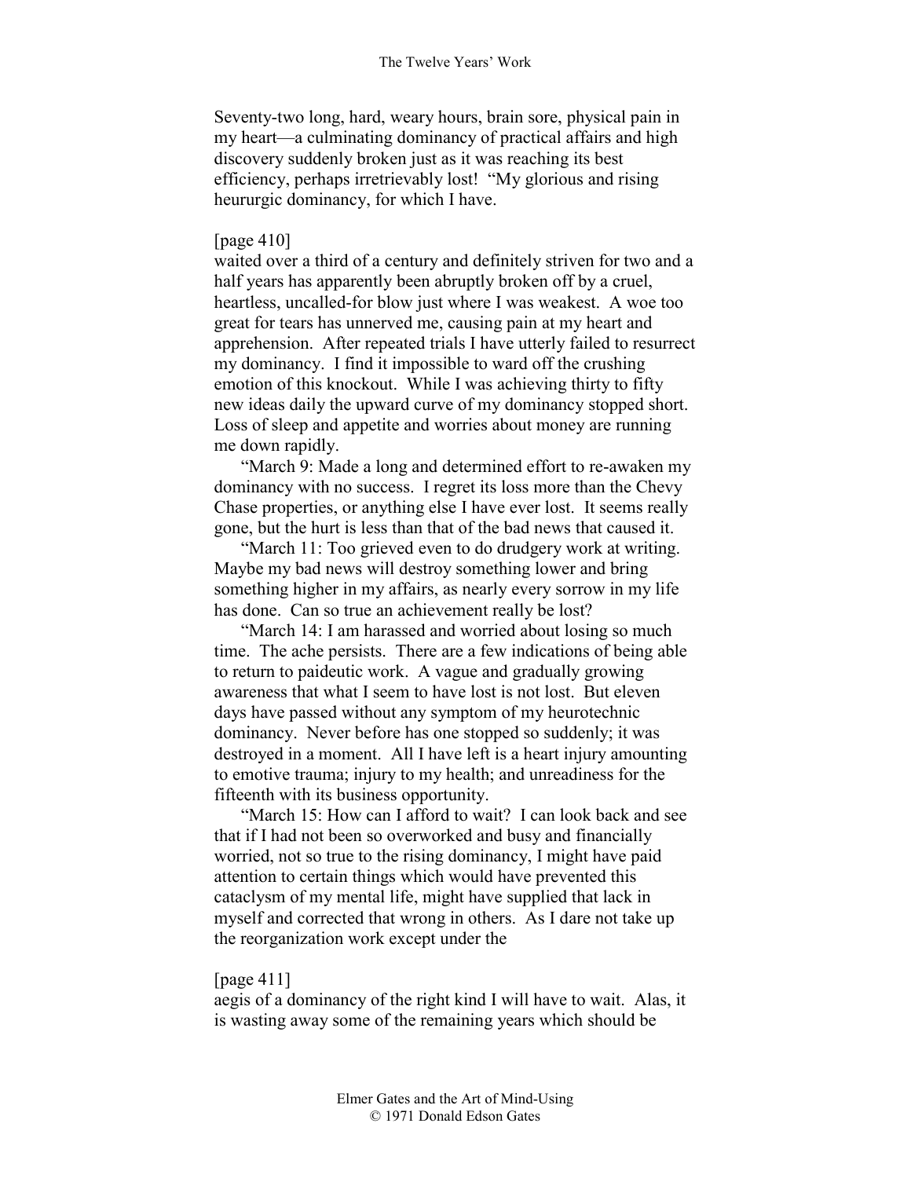Seventy-two long, hard, weary hours, brain sore, physical pain in my heart—a culminating dominancy of practical affairs and high discovery suddenly broken just as it was reaching its best efficiency, perhaps irretrievably lost! "My glorious and rising heururgic dominancy, for which I have.

[page 410]
waited over a third of a century and definitely striven for two and a half years has apparently been abruptly broken off by a cruel, heartless, uncalled-for blow just where I was weakest. A woe too great for tears has unnerved me, causing pain at my heart and apprehension. After repeated trials I have utterly failed to resurrect my dominancy. I find it impossible to ward off the crushing emotion of this knockout. While I was achieving thirty to fifty new ideas daily the upward curve of my dominancy stopped short. Loss of sleep and appetite and worries about money are running me down rapidly.

"March 9: Made a long and determined effort to re-awaken my dominancy with no success. I regret its loss more than the Chevy Chase properties, or anything else I have ever lost. It seems really gone, but the hurt is less than that of the bad news that caused it.

"March 11: Too grieved even to do drudgery work at writing. Maybe my bad news will destroy something lower and bring something higher in my affairs, as nearly every sorrow in my life has done. Can so true an achievement really be lost?

"March 14: I am harassed and worried about losing so much time. The ache persists. There are a few indications of being able to return to paideutic work. A vague and gradually growing awareness that what I seem to have lost is not lost. But eleven days have passed without any symptom of my heurotechnic dominancy. Never before has one stopped so suddenly; it was destroyed in a moment. All I have left is a heart injury amounting to emotive trauma; injury to my health; and unreadiness for the fifteenth with its business opportunity.

"March 15: How can I afford to wait? I can look back and see that if I had not been so overworked and busy and financially worried, not so true to the rising dominancy, I might have paid attention to certain things which would have prevented this cataclysm of my mental life, might have supplied that lack in myself and corrected that wrong in others. As I dare not take up the reorganization work except under the

[page 411]
aegis of a dominancy of the right kind I will have to wait. Alas, it is wasting away some of the remaining years which should be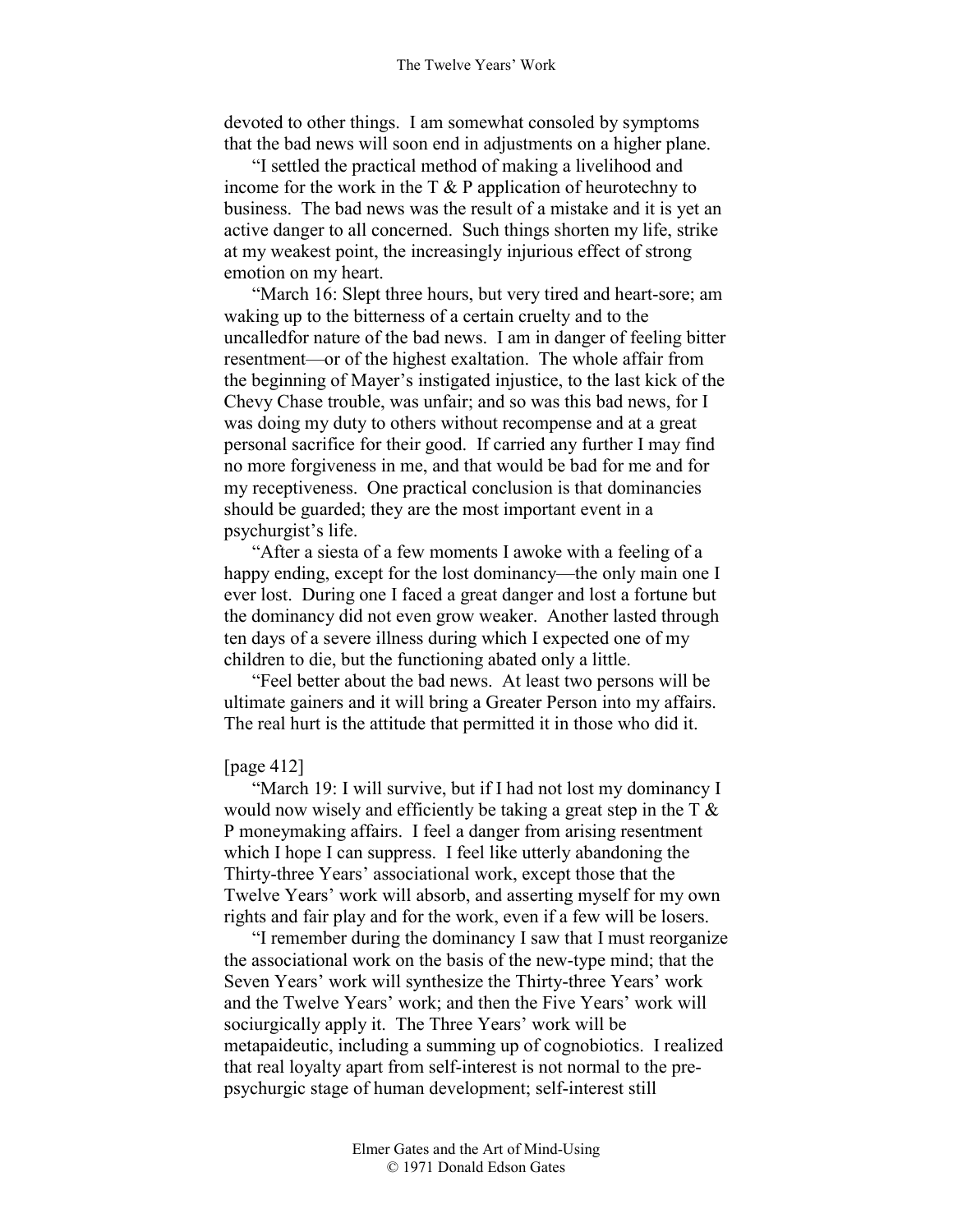devoted to other things. I am somewhat consoled by symptoms that the bad news will soon end in adjustments on a higher plane.

"I settled the practical method of making a livelihood and income for the work in the T & P application of heurotechny to business. The bad news was the result of a mistake and it is yet an active danger to all concerned. Such things shorten my life, strike at my weakest point, the increasingly injurious effect of strong emotion on my heart.

"March 16: Slept three hours, but very tired and heart-sore; am waking up to the bitterness of a certain cruelty and to the uncalledfor nature of the bad news. I am in danger of feeling bitter resentment—or of the highest exaltation. The whole affair from the beginning of Mayer's instigated injustice, to the last kick of the Chevy Chase trouble, was unfair; and so was this bad news, for I was doing my duty to others without recompense and at a great personal sacrifice for their good. If carried any further I may find no more forgiveness in me, and that would be bad for me and for my receptiveness. One practical conclusion is that dominancies should be guarded; they are the most important event in a psychurgist's life.

"After a siesta of a few moments I awoke with a feeling of a happy ending, except for the lost dominancy—the only main one I ever lost. During one I faced a great danger and lost a fortune but the dominancy did not even grow weaker. Another lasted through ten days of a severe illness during which I expected one of my children to die, but the functioning abated only a little.

"Feel better about the bad news. At least two persons will be ultimate gainers and it will bring a Greater Person into my affairs. The real hurt is the attitude that permitted it in those who did it.

[page 412]

"March 19: I will survive, but if I had not lost my dominancy I would now wisely and efficiently be taking a great step in the T & P moneymaking affairs. I feel a danger from arising resentment which I hope I can suppress. I feel like utterly abandoning the Thirty-three Years' associational work, except those that the Twelve Years' work will absorb, and asserting myself for my own rights and fair play and for the work, even if a few will be losers.

"I remember during the dominancy I saw that I must reorganize the associational work on the basis of the new-type mind; that the Seven Years' work will synthesize the Thirty-three Years' work and the Twelve Years' work; and then the Five Years' work will sociurgically apply it. The Three Years' work will be metapaideutic, including a summing up of cognobiotics. I realized that real loyalty apart from self-interest is not normal to the pre-psychurgic stage of human development; self-interest still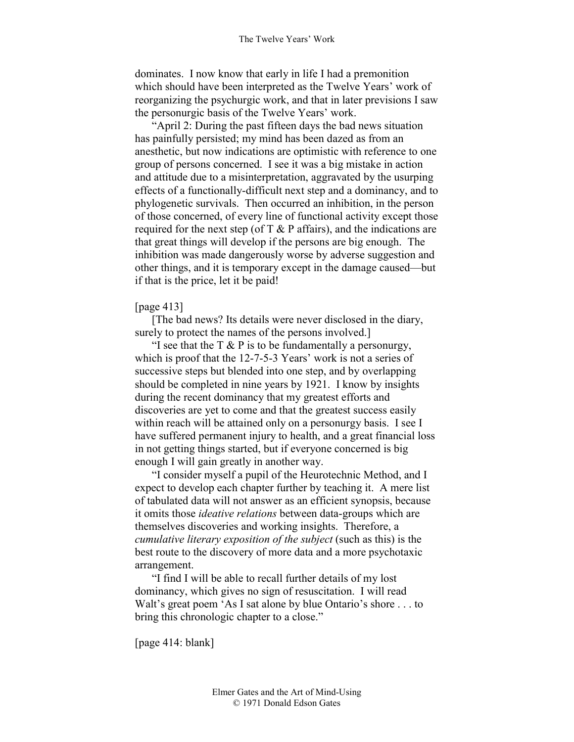dominates. I now know that early in life I had a premonition which should have been interpreted as the Twelve Years' work of reorganizing the psychurgic work, and that in later previsions I saw the personurgic basis of the Twelve Years' work.

"April 2: During the past fifteen days the bad news situation has painfully persisted; my mind has been dazed as from an anesthetic, but now indications are optimistic with reference to one group of persons concerned. I see it was a big mistake in action and attitude due to a misinterpretation, aggravated by the usurping effects of a functionally-difficult next step and a dominancy, and to phylogenetic survivals. Then occurred an inhibition, in the person of those concerned, of every line of functional activity except those required for the next step (of T & P affairs), and the indications are that great things will develop if the persons are big enough. The inhibition was made dangerously worse by adverse suggestion and other things, and it is temporary except in the damage caused—but if that is the price, let it be paid!

[page 413]

[The bad news? Its details were never disclosed in the diary, surely to protect the names of the persons involved.]

"I see that the T & P is to be fundamentally a personurgy, which is proof that the 12-7-5-3 Years' work is not a series of successive steps but blended into one step, and by overlapping should be completed in nine years by 1921. I know by insights during the recent dominancy that my greatest efforts and discoveries are yet to come and that the greatest success easily within reach will be attained only on a personurgy basis. I see I have suffered permanent injury to health, and a great financial loss in not getting things started, but if everyone concerned is big enough I will gain greatly in another way.

"I consider myself a pupil of the Heurotechnic Method, and I expect to develop each chapter further by teaching it. A mere list of tabulated data will not answer as an efficient synopsis, because it omits those *ideative relations* between data-groups which are themselves discoveries and working insights. Therefore, a *cumulative literary exposition of the subject* (such as this) is the best route to the discovery of more data and a more psychotaxic arrangement.

"I find I will be able to recall further details of my lost dominancy, which gives no sign of resuscitation. I will read Walt's great poem 'As I sat alone by blue Ontario's shore . . . to bring this chronologic chapter to a close."

[page 414: blank]